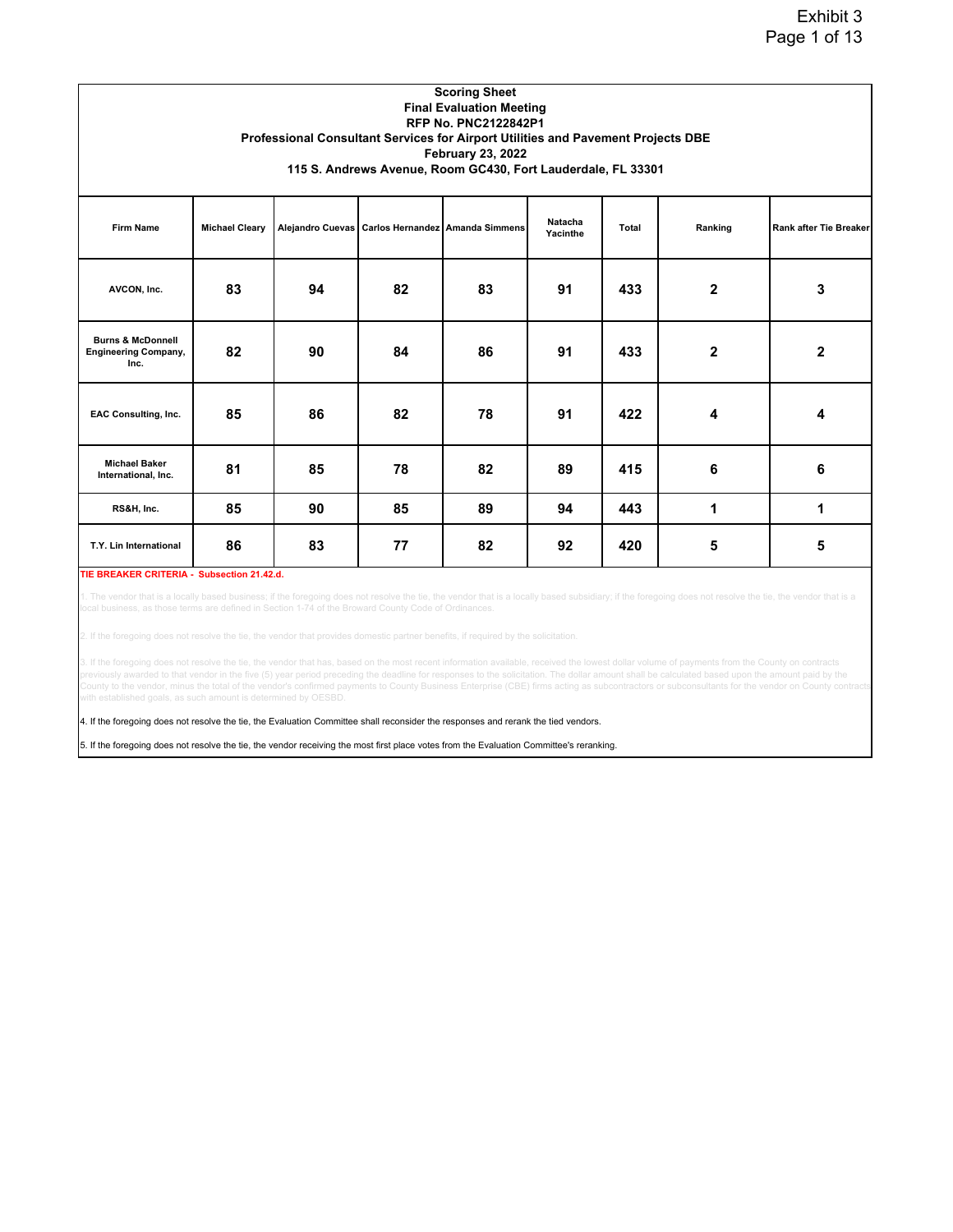# Scoring Sheet

**Final Evaluation Meeting**

**RFP No. PNC2122842P1**

**Professional Consultant Services for Airport Utilities and Pavement Projects DBE**

**February 23, 2022**

**115 S. Andrews Avenue, Room GC430, Fort Lauderdale, FL 33301**

| Firm Name | Michael Cleary | Alejandro Cuevas | Carlos Hernandez | Amanda Simmens | Natacha Yacinthe | Total | Ranking | Rank after Tie Breaker |
|---|---|---|---|---|---|---|---|---|
| AVCON, Inc. | 83 | 94 | 82 | 83 | 91 | 433 | 2 | 3 |
| Burns & McDonnell Engineering Company, Inc. | 82 | 90 | 84 | 86 | 91 | 433 | 2 | 2 |
| EAC Consulting, Inc. | 85 | 86 | 82 | 78 | 91 | 422 | 4 | 4 |
| Michael Baker International, Inc. | 81 | 85 | 78 | 82 | 89 | 415 | 6 | 6 |
| RS&H, Inc. | 85 | 90 | 85 | 89 | 94 | 443 | 1 | 1 |
| T.Y. Lin International | 86 | 83 | 77 | 82 | 92 | 420 | 5 | 5 |

**TIE BREAKER CRITERIA - Subsection 21.42.d.**

1. The vendor that is a locally based business; if the foregoing does not resolve the tie, the vendor that is a locally based subsidiary; if the foregoing does not resolve the tie, the vendor that is a local business, as those terms are defined in Section 1-74 of the Broward County Code of Ordinances.

2. If the foregoing does not resolve the tie, the vendor that provides domestic partner benefits, if required by the solicitation.

3. If the foregoing does not resolve the tie, the vendor that has, based on the most recent information available, received the lowest dollar volume of payments from the County on contracts previously awarded to that vendor in the five (5) year period preceding the deadline for responses to the solicitation. The dollar amount shall be calculated based upon the amount paid by the County to the vendor, minus the total of the vendor's confirmed payments to County Business Enterprise (CBE) firms acting as subcontractors or subconsultants for the vendor on County contracts with established goals, as such amount is determined by OESBD.

4. If the foregoing does not resolve the tie, the Evaluation Committee shall reconsider the responses and rerank the tied vendors.

5. If the foregoing does not resolve the tie, the vendor receiving the most first place votes from the Evaluation Committee's reranking.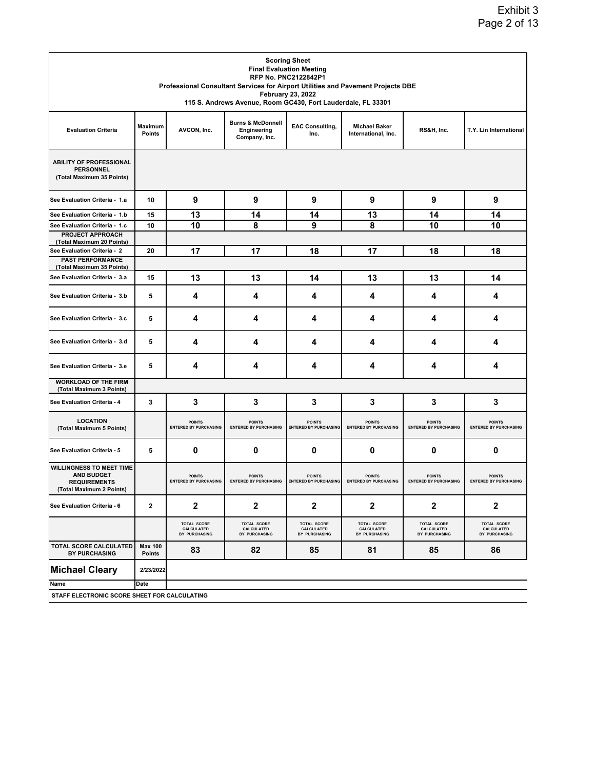Exhibit 3

**Scoring Sheet**
**Final Evaluation Meeting**
**RFP No. PNC2122842P1**
**Professional Consultant Services for Airport Utilities and Pavement Projects DBE**
**February 23, 2022**
**115 S. Andrews Avenue, Room GC430, Fort Lauderdale, FL 33301**

| Evaluation Criteria | Maximum Points | AVCON, Inc. | Burns & McDonnell Engineering Company, Inc. | EAC Consulting, Inc. | Michael Baker International, Inc. | RS&H, Inc. | T.Y. Lin International |
|---|---|---|---|---|---|---|---|
| **ABILITY OF PROFESSIONAL PERSONNEL (Total Maximum 35 Points)** | | | | | | | |
| See Evaluation Criteria - 1.a | 10 | 9 | 9 | 9 | 9 | 9 | 9 |
| See Evaluation Criteria - 1.b | 15 | 13 | 14 | 14 | 13 | 14 | 14 |
| See Evaluation Criteria - 1.c | 10 | 10 | 8 | 9 | 8 | 10 | 10 |
| **PROJECT APPROACH (Total Maximum 20 Points)** | | | | | | | |
| See Evaluation Criteria - 2 | 20 | 17 | 17 | 18 | 17 | 18 | 18 |
| **PAST PERFORMANCE (Total Maximum 35 Points)** | | | | | | | |
| See Evaluation Criteria - 3.a | 15 | 13 | 13 | 14 | 13 | 13 | 14 |
| See Evaluation Criteria - 3.b | 5 | 4 | 4 | 4 | 4 | 4 | 4 |
| See Evaluation Criteria - 3.c | 5 | 4 | 4 | 4 | 4 | 4 | 4 |
| See Evaluation Criteria - 3.d | 5 | 4 | 4 | 4 | 4 | 4 | 4 |
| See Evaluation Criteria - 3.e | 5 | 4 | 4 | 4 | 4 | 4 | 4 |
| **WORKLOAD OF THE FIRM (Total Maximum 3 Points)** | | | | | | | |
| See Evaluation Criteria - 4 | 3 | 3 | 3 | 3 | 3 | 3 | 3 |
| **LOCATION (Total Maximum 5 Points)** | | POINTS ENTERED BY PURCHASING | POINTS ENTERED BY PURCHASING | POINTS ENTERED BY PURCHASING | POINTS ENTERED BY PURCHASING | POINTS ENTERED BY PURCHASING | POINTS ENTERED BY PURCHASING |
| See Evaluation Criteria - 5 | 5 | 0 | 0 | 0 | 0 | 0 | 0 |
| **WILLINGNESS TO MEET TIME AND BUDGET REQUIREMENTS (Total Maximum 2 Points)** | | POINTS ENTERED BY PURCHASING | POINTS ENTERED BY PURCHASING | POINTS ENTERED BY PURCHASING | POINTS ENTERED BY PURCHASING | POINTS ENTERED BY PURCHASING | POINTS ENTERED BY PURCHASING |
| See Evaluation Criteria - 6 | 2 | 2 | 2 | 2 | 2 | 2 | 2 |
| | | TOTAL SCORE CALCULATED BY PURCHASING | TOTAL SCORE CALCULATED BY PURCHASING | TOTAL SCORE CALCULATED BY PURCHASING | TOTAL SCORE CALCULATED BY PURCHASING | TOTAL SCORE CALCULATED BY PURCHASING | TOTAL SCORE CALCULATED BY PURCHASING |
| **TOTAL SCORE CALCULATED BY PURCHASING** | **Max 100 Points** | 83 | 82 | 85 | 81 | 85 | 86 |

| **Michael Cleary** | 2/23/2022 |
|---|---|
| Name | Date |

**STAFF ELECTRONIC SCORE SHEET FOR CALCULATING**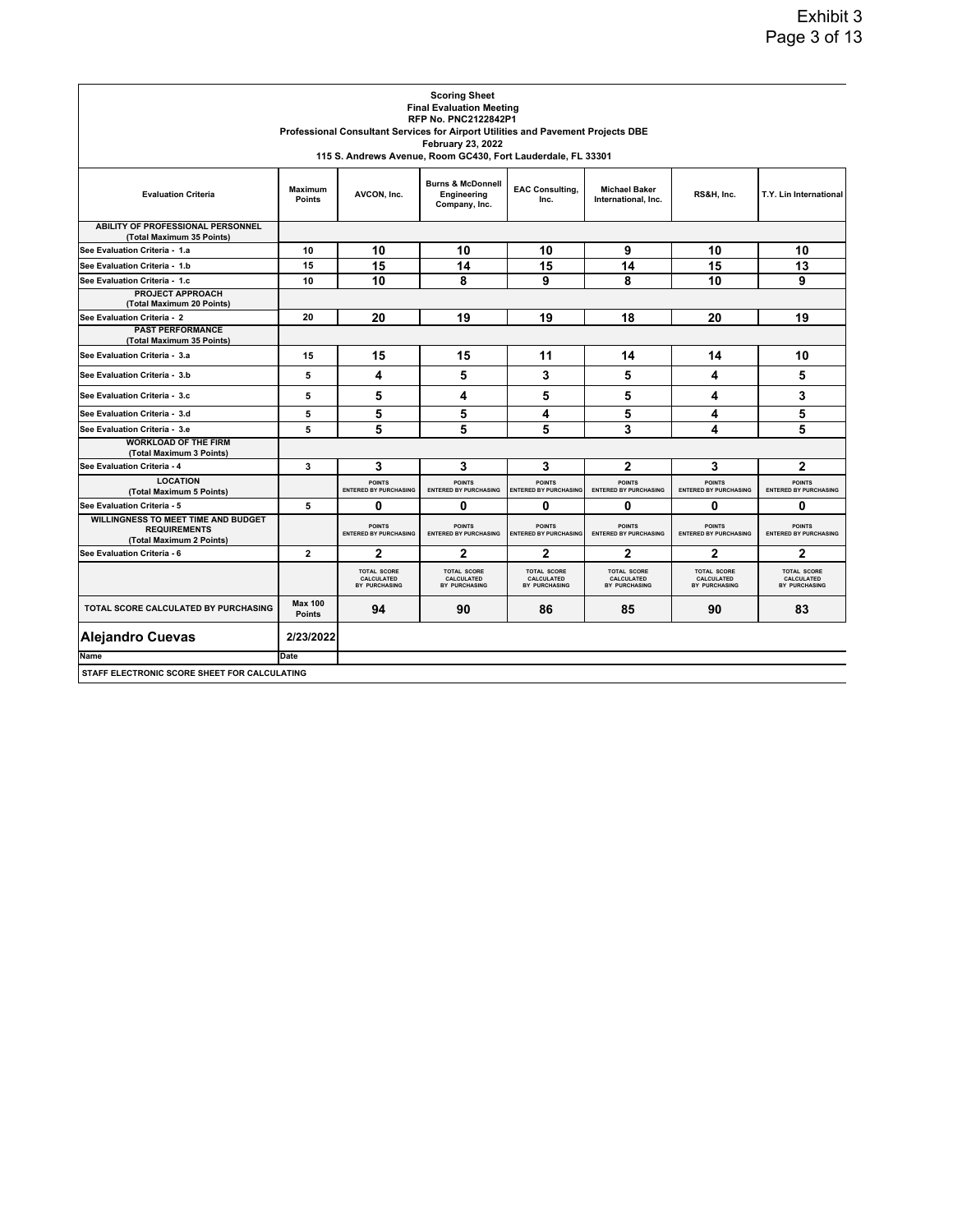**Scoring Sheet**
**Final Evaluation Meeting**
**RFP No. PNC2122842P1**
**Professional Consultant Services for Airport Utilities and Pavement Projects DBE**
**February 23, 2022**
**115 S. Andrews Avenue, Room GC430, Fort Lauderdale, FL 33301**

| Evaluation Criteria | Maximum Points | AVCON, Inc. | Burns & McDonnell Engineering Company, Inc. | EAC Consulting, Inc. | Michael Baker International, Inc. | RS&H, Inc. | T.Y. Lin International |
|---|---|---|---|---|---|---|---|
| **ABILITY OF PROFESSIONAL PERSONNEL (Total Maximum 35 Points)** | | | | | | | |
| See Evaluation Criteria - 1.a | 10 | 10 | 10 | 10 | 9 | 10 | 10 |
| See Evaluation Criteria - 1.b | 15 | 15 | 14 | 15 | 14 | 15 | 13 |
| See Evaluation Criteria - 1.c | 10 | 10 | 8 | 9 | 8 | 10 | 9 |
| **PROJECT APPROACH (Total Maximum 20 Points)** | | | | | | | |
| See Evaluation Criteria - 2 | 20 | 20 | 19 | 19 | 18 | 20 | 19 |
| **PAST PERFORMANCE (Total Maximum 35 Points)** | | | | | | | |
| See Evaluation Criteria - 3.a | 15 | 15 | 15 | 11 | 14 | 14 | 10 |
| See Evaluation Criteria - 3.b | 5 | 4 | 5 | 3 | 5 | 4 | 5 |
| See Evaluation Criteria - 3.c | 5 | 5 | 4 | 5 | 5 | 4 | 3 |
| See Evaluation Criteria - 3.d | 5 | 5 | 5 | 4 | 5 | 4 | 5 |
| See Evaluation Criteria - 3.e | 5 | 5 | 5 | 5 | 3 | 4 | 5 |
| **WORKLOAD OF THE FIRM (Total Maximum 3 Points)** | | | | | | | |
| See Evaluation Criteria - 4 | 3 | 3 | 3 | 3 | 2 | 3 | 2 |
| **LOCATION (Total Maximum 5 Points)** | | POINTS ENTERED BY PURCHASING | POINTS ENTERED BY PURCHASING | POINTS ENTERED BY PURCHASING | POINTS ENTERED BY PURCHASING | POINTS ENTERED BY PURCHASING | POINTS ENTERED BY PURCHASING |
| See Evaluation Criteria - 5 | 5 | 0 | 0 | 0 | 0 | 0 | 0 |
| **WILLINGNESS TO MEET TIME AND BUDGET REQUIREMENTS (Total Maximum 2 Points)** | | POINTS ENTERED BY PURCHASING | POINTS ENTERED BY PURCHASING | POINTS ENTERED BY PURCHASING | POINTS ENTERED BY PURCHASING | POINTS ENTERED BY PURCHASING | POINTS ENTERED BY PURCHASING |
| See Evaluation Criteria - 6 | 2 | 2 | 2 | 2 | 2 | 2 | 2 |
| | | TOTAL SCORE CALCULATED BY PURCHASING | TOTAL SCORE CALCULATED BY PURCHASING | TOTAL SCORE CALCULATED BY PURCHASING | TOTAL SCORE CALCULATED BY PURCHASING | TOTAL SCORE CALCULATED BY PURCHASING | TOTAL SCORE CALCULATED BY PURCHASING |
| **TOTAL SCORE CALCULATED BY PURCHASING** | Max 100 Points | 94 | 90 | 86 | 85 | 90 | 83 |

| **Alejandro Cuevas** | **2/23/2022** |
|---|---|
| Name | Date |

**STAFF ELECTRONIC SCORE SHEET FOR CALCULATING**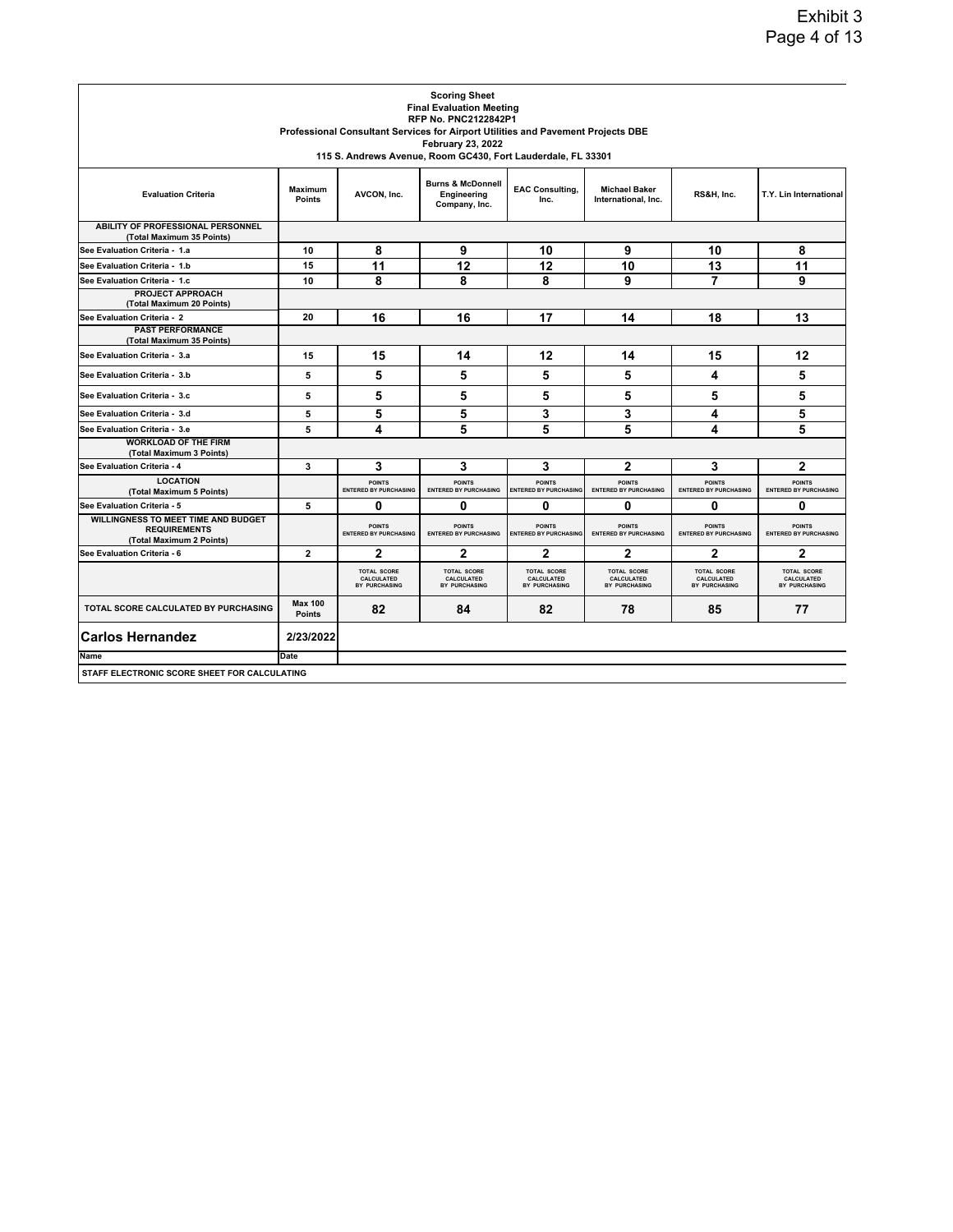**Scoring Sheet**
**Final Evaluation Meeting**
**RFP No. PNC2122842P1**
**Professional Consultant Services for Airport Utilities and Pavement Projects DBE**
**February 23, 2022**
**115 S. Andrews Avenue, Room GC430, Fort Lauderdale, FL 33301**

| Evaluation Criteria | Maximum Points | AVCON, Inc. | Burns & McDonnell Engineering Company, Inc. | EAC Consulting, Inc. | Michael Baker International, Inc. | RS&H, Inc. | T.Y. Lin International |
|---|---|---|---|---|---|---|---|
| **ABILITY OF PROFESSIONAL PERSONNEL (Total Maximum 35 Points)** | | | | | | | |
| See Evaluation Criteria - 1.a | 10 | 8 | 9 | 10 | 9 | 10 | 8 |
| See Evaluation Criteria - 1.b | 15 | 11 | 12 | 12 | 10 | 13 | 11 |
| See Evaluation Criteria - 1.c | 10 | 8 | 8 | 8 | 9 | 7 | 9 |
| **PROJECT APPROACH (Total Maximum 20 Points)** | | | | | | | |
| See Evaluation Criteria - 2 | 20 | 16 | 16 | 17 | 14 | 18 | 13 |
| **PAST PERFORMANCE (Total Maximum 35 Points)** | | | | | | | |
| See Evaluation Criteria - 3.a | 15 | 15 | 14 | 12 | 14 | 15 | 12 |
| See Evaluation Criteria - 3.b | 5 | 5 | 5 | 5 | 5 | 4 | 5 |
| See Evaluation Criteria - 3.c | 5 | 5 | 5 | 5 | 5 | 5 | 5 |
| See Evaluation Criteria - 3.d | 5 | 5 | 5 | 3 | 3 | 4 | 5 |
| See Evaluation Criteria - 3.e | 5 | 4 | 5 | 5 | 5 | 4 | 5 |
| **WORKLOAD OF THE FIRM (Total Maximum 3 Points)** | | | | | | | |
| See Evaluation Criteria - 4 | 3 | 3 | 3 | 3 | 2 | 3 | 2 |
| **LOCATION (Total Maximum 5 Points)** | | POINTS ENTERED BY PURCHASING | POINTS ENTERED BY PURCHASING | POINTS ENTERED BY PURCHASING | POINTS ENTERED BY PURCHASING | POINTS ENTERED BY PURCHASING | POINTS ENTERED BY PURCHASING |
| See Evaluation Criteria - 5 | 5 | 0 | 0 | 0 | 0 | 0 | 0 |
| **WILLINGNESS TO MEET TIME AND BUDGET REQUIREMENTS (Total Maximum 2 Points)** | | POINTS ENTERED BY PURCHASING | POINTS ENTERED BY PURCHASING | POINTS ENTERED BY PURCHASING | POINTS ENTERED BY PURCHASING | POINTS ENTERED BY PURCHASING | POINTS ENTERED BY PURCHASING |
| See Evaluation Criteria - 6 | 2 | 2 | 2 | 2 | 2 | 2 | 2 |
| | | TOTAL SCORE CALCULATED BY PURCHASING | TOTAL SCORE CALCULATED BY PURCHASING | TOTAL SCORE CALCULATED BY PURCHASING | TOTAL SCORE CALCULATED BY PURCHASING | TOTAL SCORE CALCULATED BY PURCHASING | TOTAL SCORE CALCULATED BY PURCHASING |
| **TOTAL SCORE CALCULATED BY PURCHASING** | Max 100 Points | 82 | 84 | 82 | 78 | 85 | 77 |

| **Carlos Hernandez** | **2/23/2022** |
|---|---|
| Name | Date |

**STAFF ELECTRONIC SCORE SHEET FOR CALCULATING**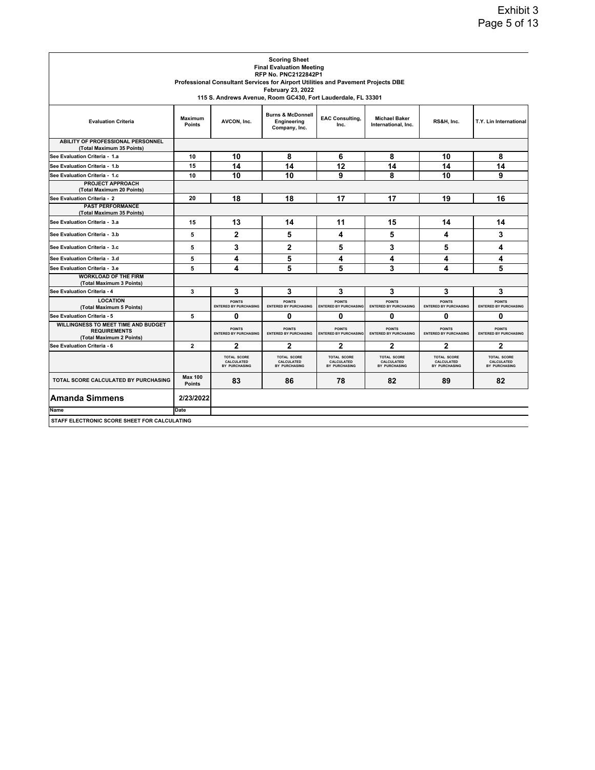**Scoring Sheet**
**Final Evaluation Meeting**
**RFP No. PNC2122842P1**
**Professional Consultant Services for Airport Utilities and Pavement Projects DBE**
**February 23, 2022**
**115 S. Andrews Avenue, Room GC430, Fort Lauderdale, FL 33301**

| Evaluation Criteria | Maximum Points | AVCON, Inc. | Burns & McDonnell Engineering Company, Inc. | EAC Consulting, Inc. | Michael Baker International, Inc. | RS&H, Inc. | T.Y. Lin International |
|---|---|---|---|---|---|---|---|
| **ABILITY OF PROFESSIONAL PERSONNEL (Total Maximum 35 Points)** | | | | | | | |
| See Evaluation Criteria - 1.a | 10 | 10 | 8 | 6 | 8 | 10 | 8 |
| See Evaluation Criteria - 1.b | 15 | 14 | 14 | 12 | 14 | 14 | 14 |
| See Evaluation Criteria - 1.c | 10 | 10 | 10 | 9 | 8 | 10 | 9 |
| **PROJECT APPROACH (Total Maximum 20 Points)** | | | | | | | |
| See Evaluation Criteria - 2 | 20 | 18 | 18 | 17 | 17 | 19 | 16 |
| **PAST PERFORMANCE (Total Maximum 35 Points)** | | | | | | | |
| See Evaluation Criteria - 3.a | 15 | 13 | 14 | 11 | 15 | 14 | 14 |
| See Evaluation Criteria - 3.b | 5 | 2 | 5 | 4 | 5 | 4 | 3 |
| See Evaluation Criteria - 3.c | 5 | 3 | 2 | 5 | 3 | 5 | 4 |
| See Evaluation Criteria - 3.d | 5 | 4 | 5 | 4 | 4 | 4 | 4 |
| See Evaluation Criteria - 3.e | 5 | 4 | 5 | 5 | 3 | 4 | 5 |
| **WORKLOAD OF THE FIRM (Total Maximum 3 Points)** | | | | | | | |
| See Evaluation Criteria - 4 | 3 | 3 | 3 | 3 | 3 | 3 | 3 |
| **LOCATION (Total Maximum 5 Points)** | | POINTS ENTERED BY PURCHASING | POINTS ENTERED BY PURCHASING | POINTS ENTERED BY PURCHASING | POINTS ENTERED BY PURCHASING | POINTS ENTERED BY PURCHASING | POINTS ENTERED BY PURCHASING |
| See Evaluation Criteria - 5 | 5 | 0 | 0 | 0 | 0 | 0 | 0 |
| **WILLINGNESS TO MEET TIME AND BUDGET REQUIREMENTS (Total Maximum 2 Points)** | | POINTS ENTERED BY PURCHASING | POINTS ENTERED BY PURCHASING | POINTS ENTERED BY PURCHASING | POINTS ENTERED BY PURCHASING | POINTS ENTERED BY PURCHASING | POINTS ENTERED BY PURCHASING |
| See Evaluation Criteria - 6 | 2 | 2 | 2 | 2 | 2 | 2 | 2 |
| | | TOTAL SCORE CALCULATED BY PURCHASING | TOTAL SCORE CALCULATED BY PURCHASING | TOTAL SCORE CALCULATED BY PURCHASING | TOTAL SCORE CALCULATED BY PURCHASING | TOTAL SCORE CALCULATED BY PURCHASING | TOTAL SCORE CALCULATED BY PURCHASING |
| **TOTAL SCORE CALCULATED BY PURCHASING** | Max 100 Points | 83 | 86 | 78 | 82 | 89 | 82 |

| **Amanda Simmens** | **2/23/2022** |
|---|---|
| Name | Date |

**STAFF ELECTRONIC SCORE SHEET FOR CALCULATING**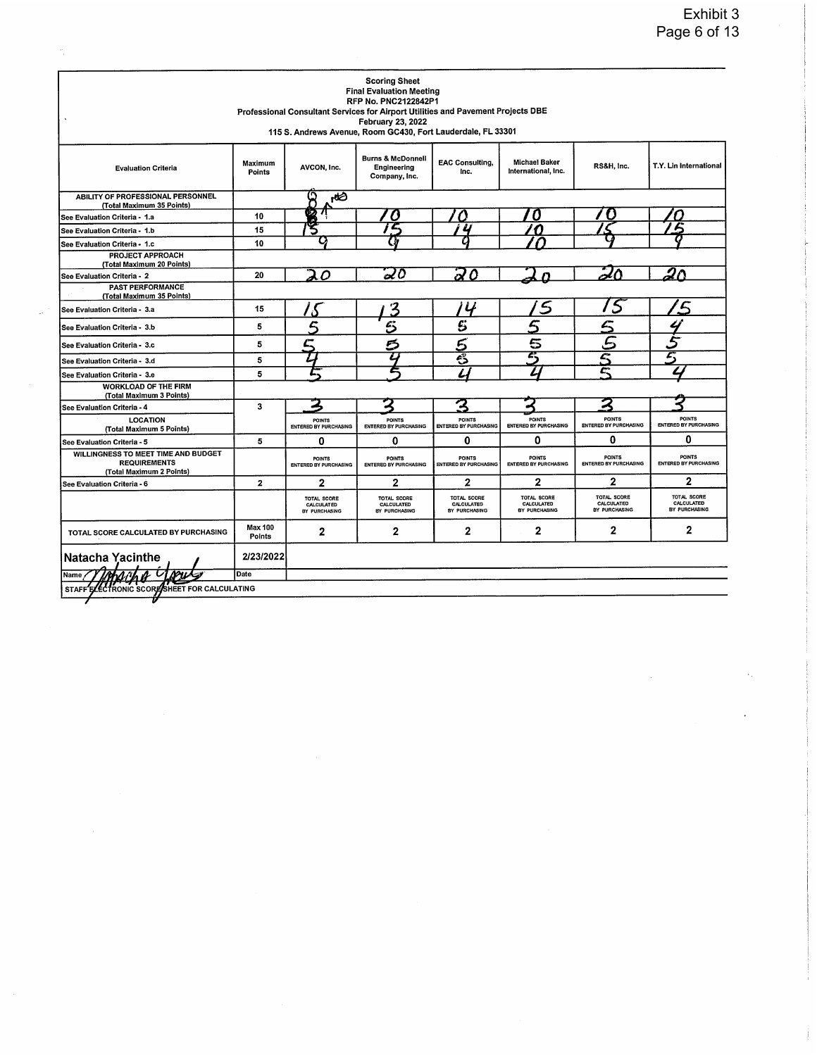Scoring Sheet
Final Evaluation Meeting
RFP No. PNC2122842P1
Professional Consultant Services for Airport Utilities and Pavement Projects DBE
February 23, 2022
115 S. Andrews Avenue, Room GC430, Fort Lauderdale, FL 33301

| Evaluation Criteria | Maximum Points | AVCON, Inc. | Burns & McDonnell Engineering Company, Inc. | EAC Consulting, Inc. | Michael Baker International, Inc. | RS&H, Inc. | T.Y. Lin International |
|---|---|---|---|---|---|---|---|
| ABILITY OF PROFESSIONAL PERSONNEL (Total Maximum 35 Points) | | | | | | | |
| See Evaluation Criteria - 1.a | 10 | 8 | 10 | 10 | 10 | 10 | 10 |
| See Evaluation Criteria - 1.b | 15 | 13 | 15 | 14 | 10 | 15 | 15 |
| See Evaluation Criteria - 1.c | 10 | 9 | 9 | 9 | 10 | 9 | 9 |
| PROJECT APPROACH (Total Maximum 20 Points) | | | | | | | |
| See Evaluation Criteria - 2 | 20 | 20 | 20 | 20 | 20 | 20 | 20 |
| PAST PERFORMANCE (Total Maximum 35 Points) | | | | | | | |
| See Evaluation Criteria - 3.a | 15 | 15 | 13 | 14 | 15 | 15 | 15 |
| See Evaluation Criteria - 3.b | 5 | 5 | 5 | 5 | 5 | 5 | 4 |
| See Evaluation Criteria - 3.c | 5 | 5 | 5 | 5 | 5 | 5 | 5 |
| See Evaluation Criteria - 3.d | 5 | 4 | 4 | 3 | 5 | 5 | 5 |
| See Evaluation Criteria - 3.e | 5 | 5 | 5 | 4 | 4 | 5 | 4 |
| WORKLOAD OF THE FIRM (Total Maximum 3 Points) | | | | | | | |
| See Evaluation Criteria - 4 | 3 | 3 | 3 | 3 | 3 | 3 | 3 |
| LOCATION (Total Maximum 5 Points) | | POINTS ENTERED BY PURCHASING | POINTS ENTERED BY PURCHASING | POINTS ENTERED BY PURCHASING | POINTS ENTERED BY PURCHASING | POINTS ENTERED BY PURCHASING | POINTS ENTERED BY PURCHASING |
| See Evaluation Criteria - 5 | 5 | 0 | 0 | 0 | 0 | 0 | 0 |
| WILLINGNESS TO MEET TIME AND BUDGET REQUIREMENTS (Total Maximum 2 Points) | | POINTS ENTERED BY PURCHASING | POINTS ENTERED BY PURCHASING | POINTS ENTERED BY PURCHASING | POINTS ENTERED BY PURCHASING | POINTS ENTERED BY PURCHASING | POINTS ENTERED BY PURCHASING |
| See Evaluation Criteria - 6 | 2 | 2 | 2 | 2 | 2 | 2 | 2 |
| | | TOTAL SCORE CALCULATED BY PURCHASING | TOTAL SCORE CALCULATED BY PURCHASING | TOTAL SCORE CALCULATED BY PURCHASING | TOTAL SCORE CALCULATED BY PURCHASING | TOTAL SCORE CALCULATED BY PURCHASING | TOTAL SCORE CALCULATED BY PURCHASING |
| TOTAL SCORE CALCULATED BY PURCHASING | Max 100 Points | 2 | 2 | 2 | 2 | 2 | 2 |

| Natacha Yacinthe | 2/23/2022 |
|---|---|
| Name | Date |

STAFF ELECTRONIC SCORE SHEET FOR CALCULATING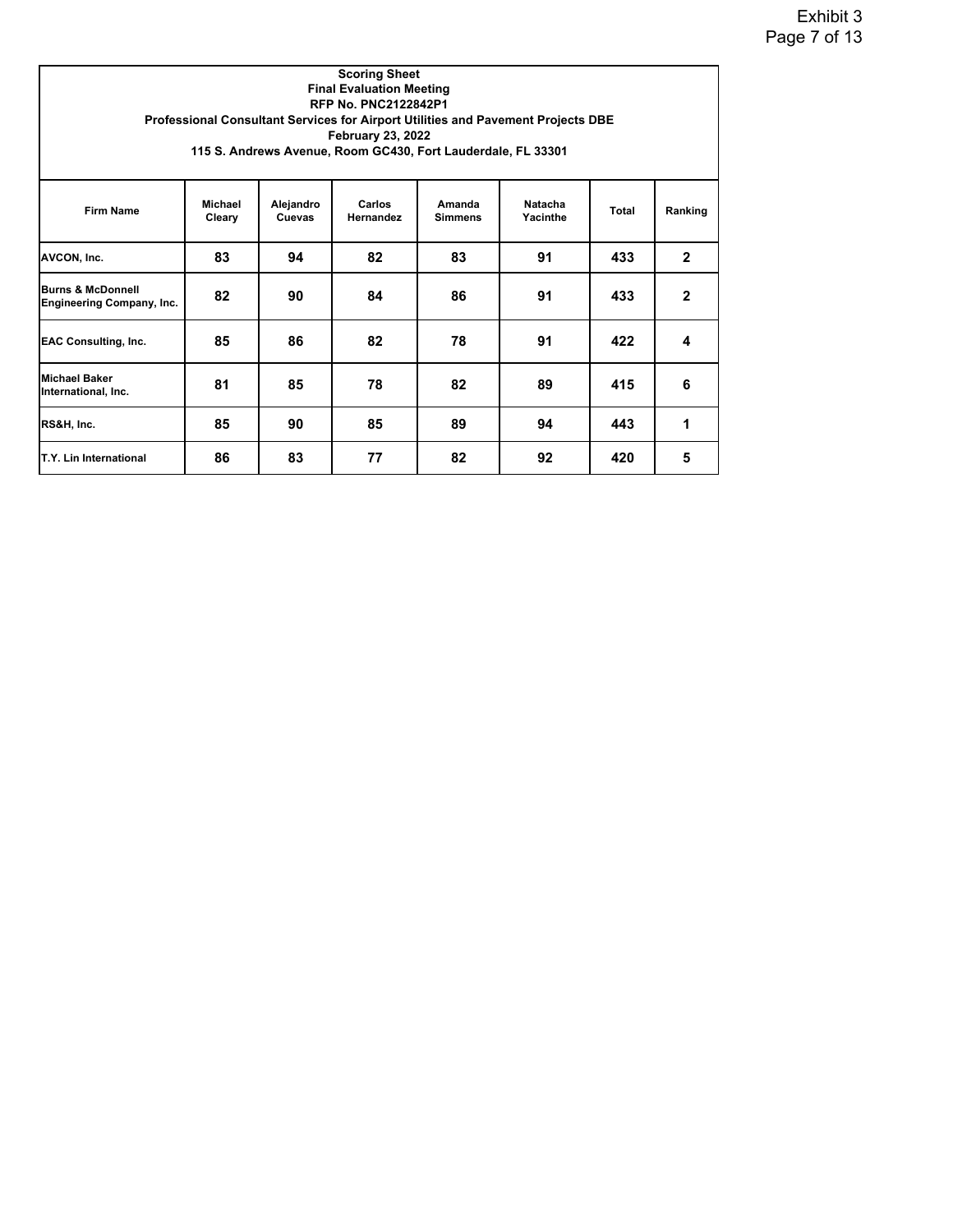**Scoring Sheet**
**Final Evaluation Meeting**
**RFP No. PNC2122842P1**
**Professional Consultant Services for Airport Utilities and Pavement Projects DBE**
**February 23, 2022**
**115 S. Andrews Avenue, Room GC430, Fort Lauderdale, FL 33301**

| Firm Name | Michael Cleary | Alejandro Cuevas | Carlos Hernandez | Amanda Simmens | Natacha Yacinthe | Total | Ranking |
|---|---|---|---|---|---|---|---|
| AVCON, Inc. | 83 | 94 | 82 | 83 | 91 | 433 | 2 |
| Burns & McDonnell Engineering Company, Inc. | 82 | 90 | 84 | 86 | 91 | 433 | 2 |
| EAC Consulting, Inc. | 85 | 86 | 82 | 78 | 91 | 422 | 4 |
| Michael Baker International, Inc. | 81 | 85 | 78 | 82 | 89 | 415 | 6 |
| RS&H, Inc. | 85 | 90 | 85 | 89 | 94 | 443 | 1 |
| T.Y. Lin International | 86 | 83 | 77 | 82 | 92 | 420 | 5 |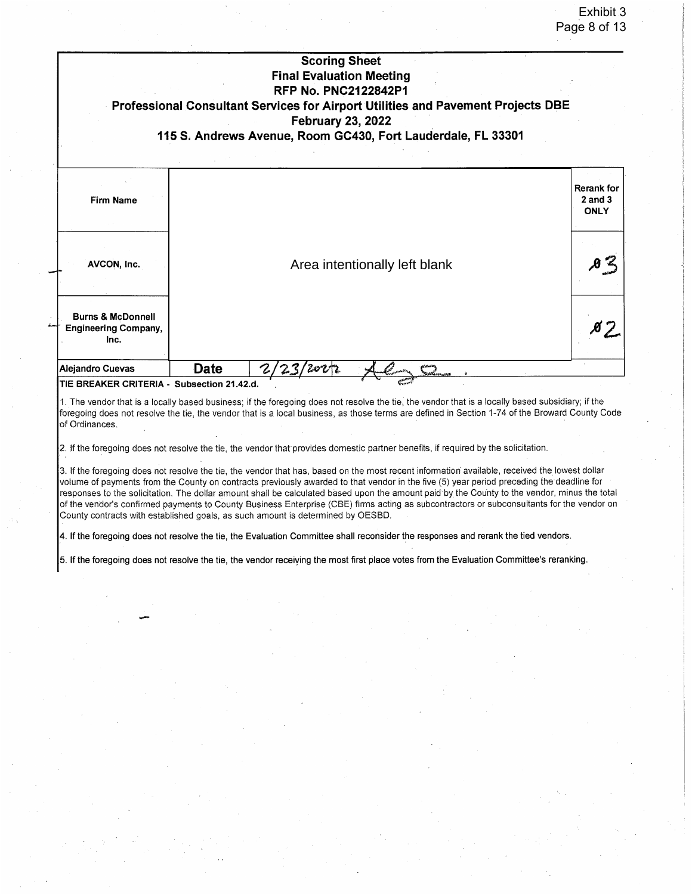## Scoring Sheet
## Final Evaluation Meeting
## RFP No. PNC2122842P1
## Professional Consultant Services for Airport Utilities and Pavement Projects DBE
## February 23, 2022
## 115 S. Andrews Avenue, Room GC430, Fort Lauderdale, FL 33301

| Firm Name | | Rerank for 2 and 3 ONLY |
|---|---|---|
| AVCON, Inc. | Area intentionally left blank | Ø3 |
| Burns & McDonnell Engineering Company, Inc. | | Ø2 |
| Alejandro Cuevas | Date 2/23/2022 | |

**TIE BREAKER CRITERIA - Subsection 21.42.d.**

1. The vendor that is a locally based business; if the foregoing does not resolve the tie, the vendor that is a locally based subsidiary; if the foregoing does not resolve the tie, the vendor that is a local business, as those terms are defined in Section 1-74 of the Broward County Code of Ordinances.

2. If the foregoing does not resolve the tie, the vendor that provides domestic partner benefits, if required by the solicitation.

3. If the foregoing does not resolve the tie, the vendor that has, based on the most recent information available, received the lowest dollar volume of payments from the County on contracts previously awarded to that vendor in the five (5) year period preceding the deadline for responses to the solicitation. The dollar amount shall be calculated based upon the amount paid by the County to the vendor, minus the total of the vendor's confirmed payments to County Business Enterprise (CBE) firms acting as subcontractors or subconsultants for the vendor on County contracts with established goals, as such amount is determined by OESBD.

4. If the foregoing does not resolve the tie, the Evaluation Committee shall reconsider the responses and rerank the tied vendors.

5. If the foregoing does not resolve the tie, the vendor receiving the most first place votes from the Evaluation Committee's reranking.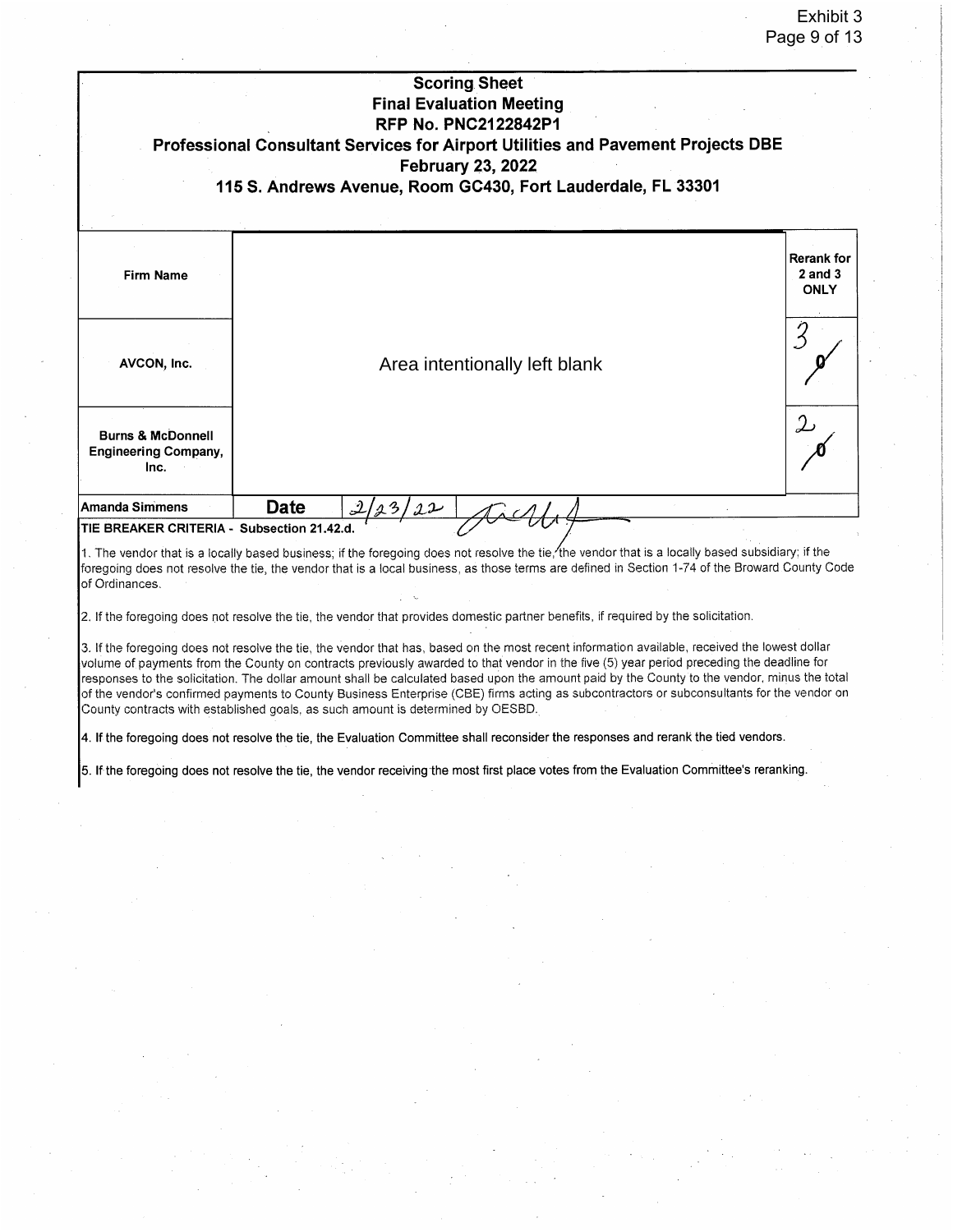## Scoring Sheet
## Final Evaluation Meeting
## RFP No. PNC2122842P1
## Professional Consultant Services for Airport Utilities and Pavement Projects DBE
## February 23, 2022
## 115 S. Andrews Avenue, Room GC430, Fort Lauderdale, FL 33301

| Firm Name | | Rerank for 2 and 3 ONLY |
|---|---|---|
| AVCON, Inc. | Area intentionally left blank | 3 |
| Burns & McDonnell Engineering Company, Inc. | | 2 |
| Amanda Simmens | Date 2/23/22 | |

**TIE BREAKER CRITERIA - Subsection 21.42.d.**

1. The vendor that is a locally based business; if the foregoing does not resolve the tie, the vendor that is a locally based subsidiary; if the foregoing does not resolve the tie, the vendor that is a local business, as those terms are defined in Section 1-74 of the Broward County Code of Ordinances.

2. If the foregoing does not resolve the tie, the vendor that provides domestic partner benefits, if required by the solicitation.

3. If the foregoing does not resolve the tie, the vendor that has, based on the most recent information available, received the lowest dollar volume of payments from the County on contracts previously awarded to that vendor in the five (5) year period preceding the deadline for responses to the solicitation. The dollar amount shall be calculated based upon the amount paid by the County to the vendor, minus the total of the vendor's confirmed payments to County Business Enterprise (CBE) firms acting as subcontractors or subconsultants for the vendor on County contracts with established goals, as such amount is determined by OESBD.

4. If the foregoing does not resolve the tie, the Evaluation Committee shall reconsider the responses and rerank the tied vendors.

5. If the foregoing does not resolve the tie, the vendor receiving the most first place votes from the Evaluation Committee's reranking.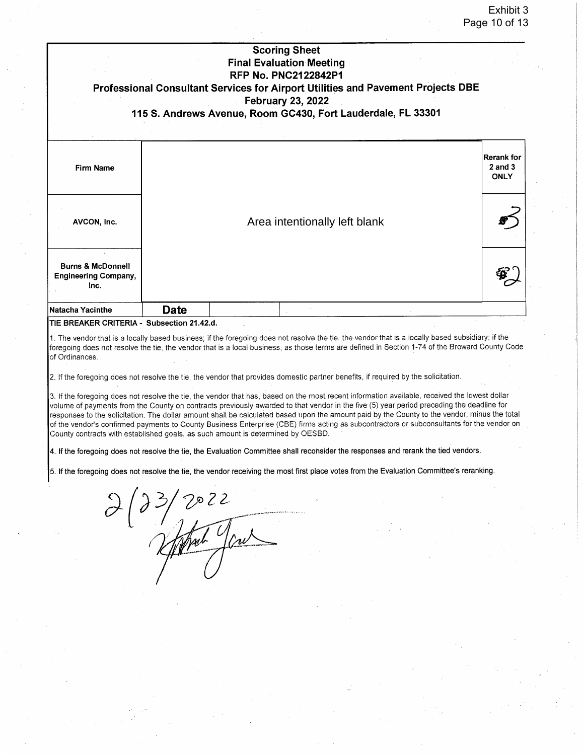# Scoring Sheet
## Final Evaluation Meeting
## RFP No. PNC2122842P1
## Professional Consultant Services for Airport Utilities and Pavement Projects DBE
## February 23, 2022
## 115 S. Andrews Avenue, Room GC430, Fort Lauderdale, FL 33301

| Firm Name | | Rerank for 2 and 3 ONLY |
|---|---|---|
| AVCON, Inc. | Area intentionally left blank | 3 |
| Burns & McDonnell Engineering Company, Inc. | | 2 |
| Natacha Yacinthe | Date | |

**TIE BREAKER CRITERIA - Subsection 21.42.d.**

1. The vendor that is a locally based business; if the foregoing does not resolve the tie, the vendor that is a locally based subsidiary; if the foregoing does not resolve the tie, the vendor that is a local business, as those terms are defined in Section 1-74 of the Broward County Code of Ordinances.

2. If the foregoing does not resolve the tie, the vendor that provides domestic partner benefits, if required by the solicitation.

3. If the foregoing does not resolve the tie, the vendor that has, based on the most recent information available, received the lowest dollar volume of payments from the County on contracts previously awarded to that vendor in the five (5) year period preceding the deadline for responses to the solicitation. The dollar amount shall be calculated based upon the amount paid by the County to the vendor, minus the total of the vendor's confirmed payments to County Business Enterprise (CBE) firms acting as subcontractors or subconsultants for the vendor on County contracts with established goals, as such amount is determined by OESBD.

4. If the foregoing does not resolve the tie, the Evaluation Committee shall reconsider the responses and rerank the tied vendors.

5. If the foregoing does not resolve the tie, the vendor receiving the most first place votes from the Evaluation Committee's reranking.

2/23/2022

[Signature]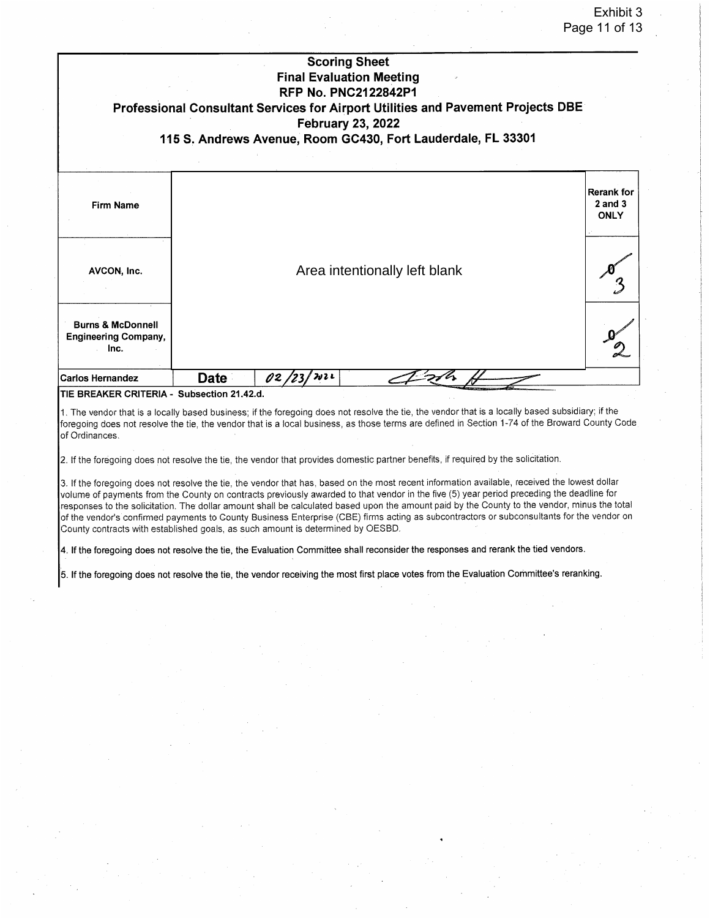# Scoring Sheet
## Final Evaluation Meeting
## RFP No. PNC2122842P1
## Professional Consultant Services for Airport Utilities and Pavement Projects DBE
## February 23, 2022
## 115 S. Andrews Avenue, Room GC430, Fort Lauderdale, FL 33301

| Firm Name | | | | Rerank for 2 and 3 ONLY |
|---|---|---|---|---|
| AVCON, Inc. | Area intentionally left blank | | | 3 |
| Burns & McDonnell Engineering Company, Inc. | | | | 2 |
| Carlos Hernandez | Date | 02/23/2022 | [signature] | |

**TIE BREAKER CRITERIA - Subsection 21.42.d.**

1. The vendor that is a locally based business; if the foregoing does not resolve the tie, the vendor that is a locally based subsidiary; if the foregoing does not resolve the tie, the vendor that is a local business, as those terms are defined in Section 1-74 of the Broward County Code of Ordinances.

2. If the foregoing does not resolve the tie, the vendor that provides domestic partner benefits, if required by the solicitation.

3. If the foregoing does not resolve the tie, the vendor that has, based on the most recent information available, received the lowest dollar volume of payments from the County on contracts previously awarded to that vendor in the five (5) year period preceding the deadline for responses to the solicitation. The dollar amount shall be calculated based upon the amount paid by the County to the vendor, minus the total of the vendor's confirmed payments to County Business Enterprise (CBE) firms acting as subcontractors or subconsultants for the vendor on County contracts with established goals, as such amount is determined by OESBD.

4. If the foregoing does not resolve the tie, the Evaluation Committee shall reconsider the responses and rerank the tied vendors.

5. If the foregoing does not resolve the tie, the vendor receiving the most first place votes from the Evaluation Committee's reranking.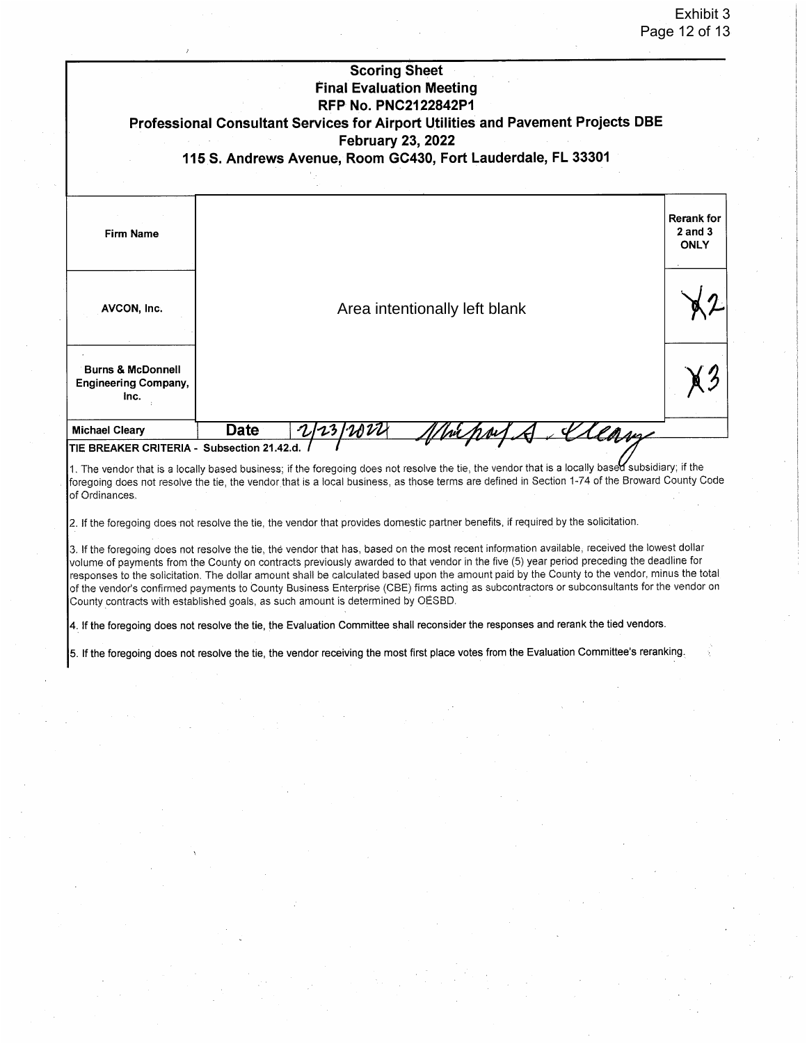**Scoring Sheet**
**Final Evaluation Meeting**
**RFP No. PNC2122842P1**
**Professional Consultant Services for Airport Utilities and Pavement Projects DBE**
**February 23, 2022**
**115 S. Andrews Avenue, Room GC430, Fort Lauderdale, FL 33301**

| Firm Name | | Rerank for 2 and 3 ONLY |
|---|---|---|
| AVCON, Inc. | Area intentionally left blank | 2 |
| Burns & McDonnell Engineering Company, Inc. | | 3 |
| Michael Cleary | Date 2/23/2022 Michael A. Cleary | |

**TIE BREAKER CRITERIA - Subsection 21.42.d.**

1. The vendor that is a locally based business; if the foregoing does not resolve the tie, the vendor that is a locally based subsidiary; if the foregoing does not resolve the tie, the vendor that is a local business, as those terms are defined in Section 1-74 of the Broward County Code of Ordinances.

2. If the foregoing does not resolve the tie, the vendor that provides domestic partner benefits, if required by the solicitation.

3. If the foregoing does not resolve the tie, the vendor that has, based on the most recent information available, received the lowest dollar volume of payments from the County on contracts previously awarded to that vendor in the five (5) year period preceding the deadline for responses to the solicitation. The dollar amount shall be calculated based upon the amount paid by the County to the vendor, minus the total of the vendor's confirmed payments to County Business Enterprise (CBE) firms acting as subcontractors or subconsultants for the vendor on County contracts with established goals, as such amount is determined by OESBD.

4. If the foregoing does not resolve the tie, the Evaluation Committee shall reconsider the responses and rerank the tied vendors.

5. If the foregoing does not resolve the tie, the vendor receiving the most first place votes from the Evaluation Committee's reranking.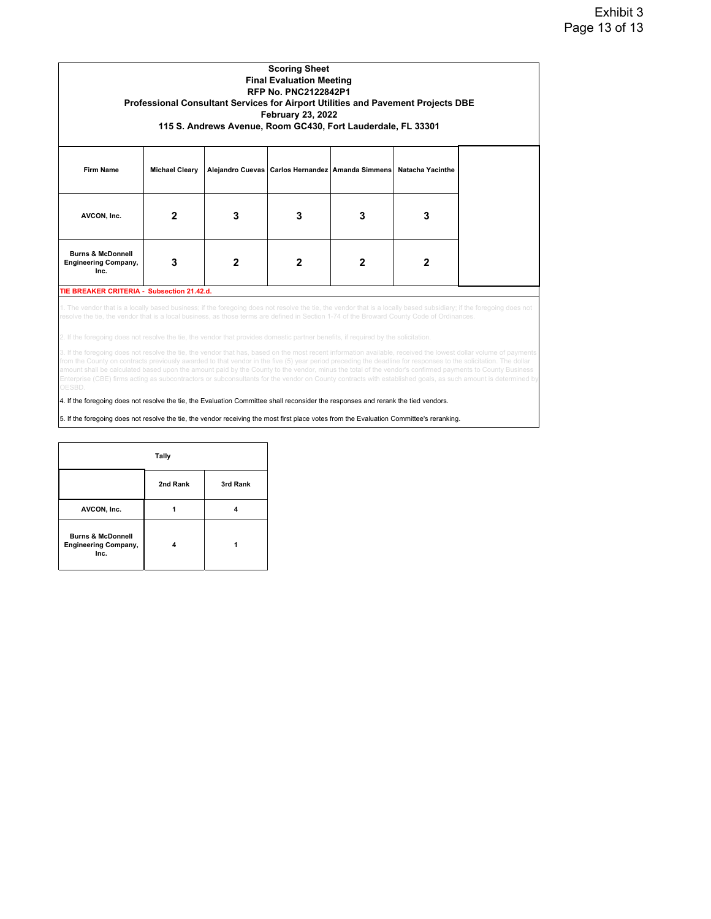**Scoring Sheet**
**Final Evaluation Meeting**
**RFP No. PNC2122842P1**
**Professional Consultant Services for Airport Utilities and Pavement Projects DBE**
**February 23, 2022**
**115 S. Andrews Avenue, Room GC430, Fort Lauderdale, FL 33301**

| Firm Name | Michael Cleary | Alejandro Cuevas | Carlos Hernandez | Amanda Simmens | Natacha Yacinthe |
|---|---|---|---|---|---|
| AVCON, Inc. | 2 | 3 | 3 | 3 | 3 |
| Burns & McDonnell Engineering Company, Inc. | 3 | 2 | 2 | 2 | 2 |

**TIE BREAKER CRITERIA - Subsection 21.42.d.**

1. The vendor that is a locally based business; if the foregoing does not resolve the tie, the vendor that is a locally based subsidiary; if the foregoing does not resolve the tie, the vendor that is a local business, as those terms are defined in Section 1-74 of the Broward County Code of Ordinances.

2. If the foregoing does not resolve the tie, the vendor that provides domestic partner benefits, if required by the solicitation.

3. If the foregoing does not resolve the tie, the vendor that has, based on the most recent information available, received the lowest dollar volume of payments from the County on contracts previously awarded to that vendor in the five (5) year period preceding the deadline for responses to the solicitation. The dollar amount shall be calculated based upon the amount paid by the County to the vendor, minus the total of the vendor's confirmed payments to County Business Enterprise (CBE) firms acting as subcontractors or subconsultants for the vendor on County contracts with established goals, as such amount is determined by OESBD.

4. If the foregoing does not resolve the tie, the Evaluation Committee shall reconsider the responses and rerank the tied vendors.

5. If the foregoing does not resolve the tie, the vendor receiving the most first place votes from the Evaluation Committee's reranking.

**Tally**

| | 2nd Rank | 3rd Rank |
|---|---|---|
| AVCON, Inc. | 1 | 4 |
| Burns & McDonnell Engineering Company, Inc. | 4 | 1 |